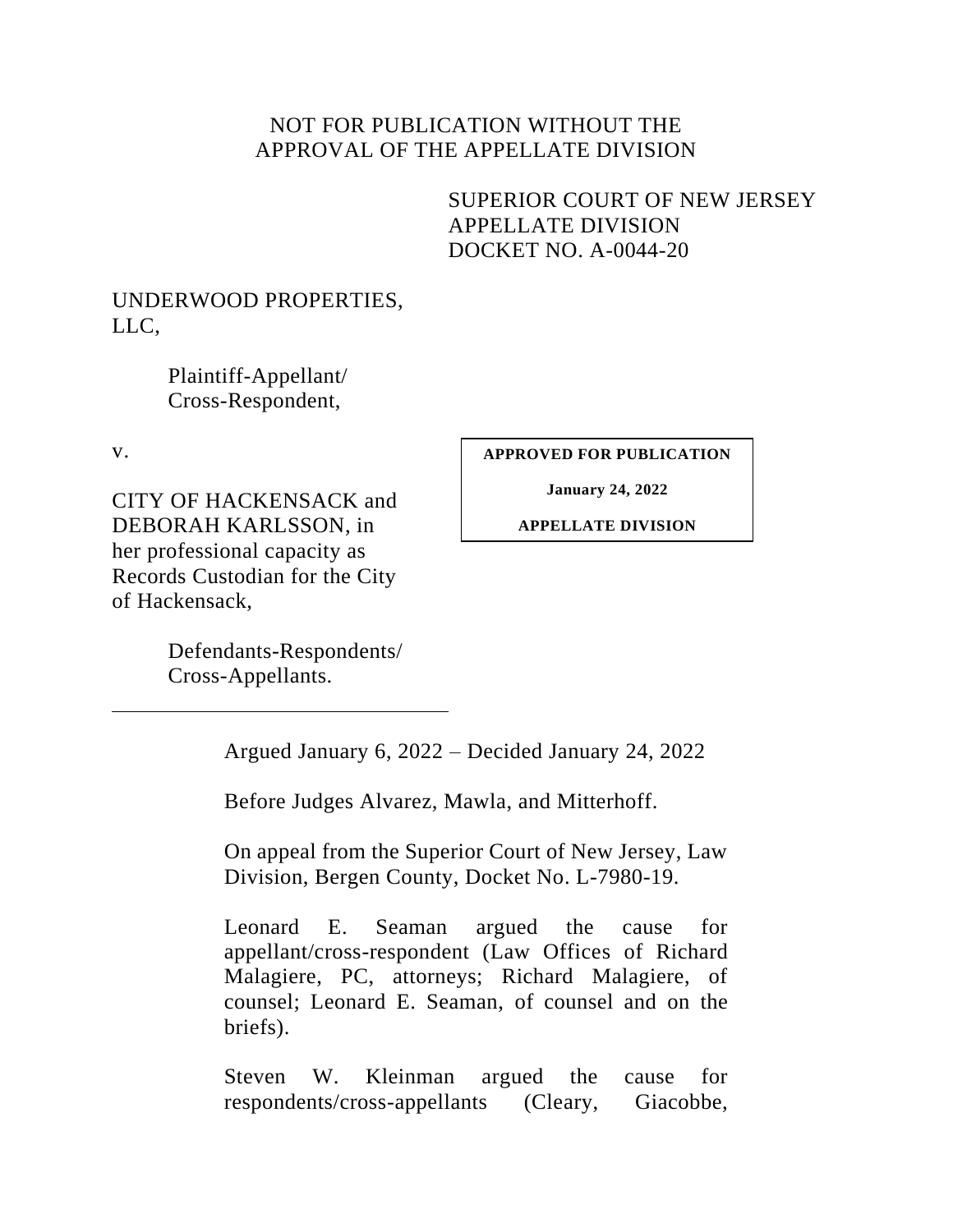NOT FOR PUBLICATION WITHOUT THE
APPROVAL OF THE APPELLATE DIVISION

SUPERIOR COURT OF NEW JERSEY
APPELLATE DIVISION
DOCKET NO. A-0044-20

UNDERWOOD PROPERTIES, LLC,

Plaintiff-Appellant/
Cross-Respondent,

v.

CITY OF HACKENSACK and DEBORAH KARLSSON, in her professional capacity as Records Custodian for the City of Hackensack,

Defendants-Respondents/
Cross-Appellants.

**APPROVED FOR PUBLICATION**

**January 24, 2022**

**APPELLATE DIVISION**

---

Argued January 6, 2022 – Decided January 24, 2022

Before Judges Alvarez, Mawla, and Mitterhoff.

On appeal from the Superior Court of New Jersey, Law Division, Bergen County, Docket No. L-7980-19.

Leonard E. Seaman argued the cause for appellant/cross-respondent (Law Offices of Richard Malagiere, PC, attorneys; Richard Malagiere, of counsel; Leonard E. Seaman, of counsel and on the briefs).

Steven W. Kleinman argued the cause for respondents/cross-appellants (Cleary, Giacobbe,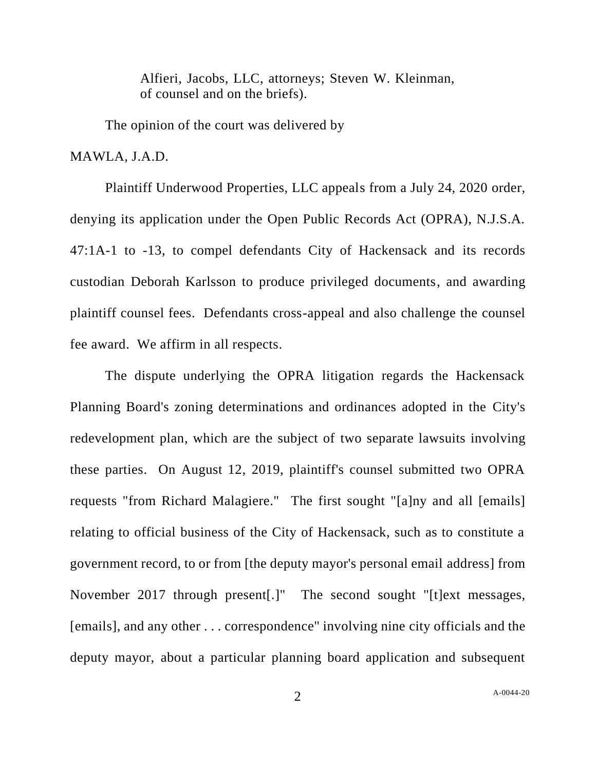Alfieri, Jacobs, LLC, attorneys; Steven W. Kleinman, of counsel and on the briefs).

The opinion of the court was delivered by

MAWLA, J.A.D.

Plaintiff Underwood Properties, LLC appeals from a July 24, 2020 order, denying its application under the Open Public Records Act (OPRA), N.J.S.A. 47:1A-1 to -13, to compel defendants City of Hackensack and its records custodian Deborah Karlsson to produce privileged documents, and awarding plaintiff counsel fees. Defendants cross-appeal and also challenge the counsel fee award. We affirm in all respects.

The dispute underlying the OPRA litigation regards the Hackensack Planning Board's zoning determinations and ordinances adopted in the City's redevelopment plan, which are the subject of two separate lawsuits involving these parties. On August 12, 2019, plaintiff's counsel submitted two OPRA requests "from Richard Malagiere." The first sought "[a]ny and all [emails] relating to official business of the City of Hackensack, such as to constitute a government record, to or from [the deputy mayor's personal email address] from November 2017 through present[.]" The second sought "[t]ext messages, [emails], and any other . . . correspondence" involving nine city officials and the deputy mayor, about a particular planning board application and subsequent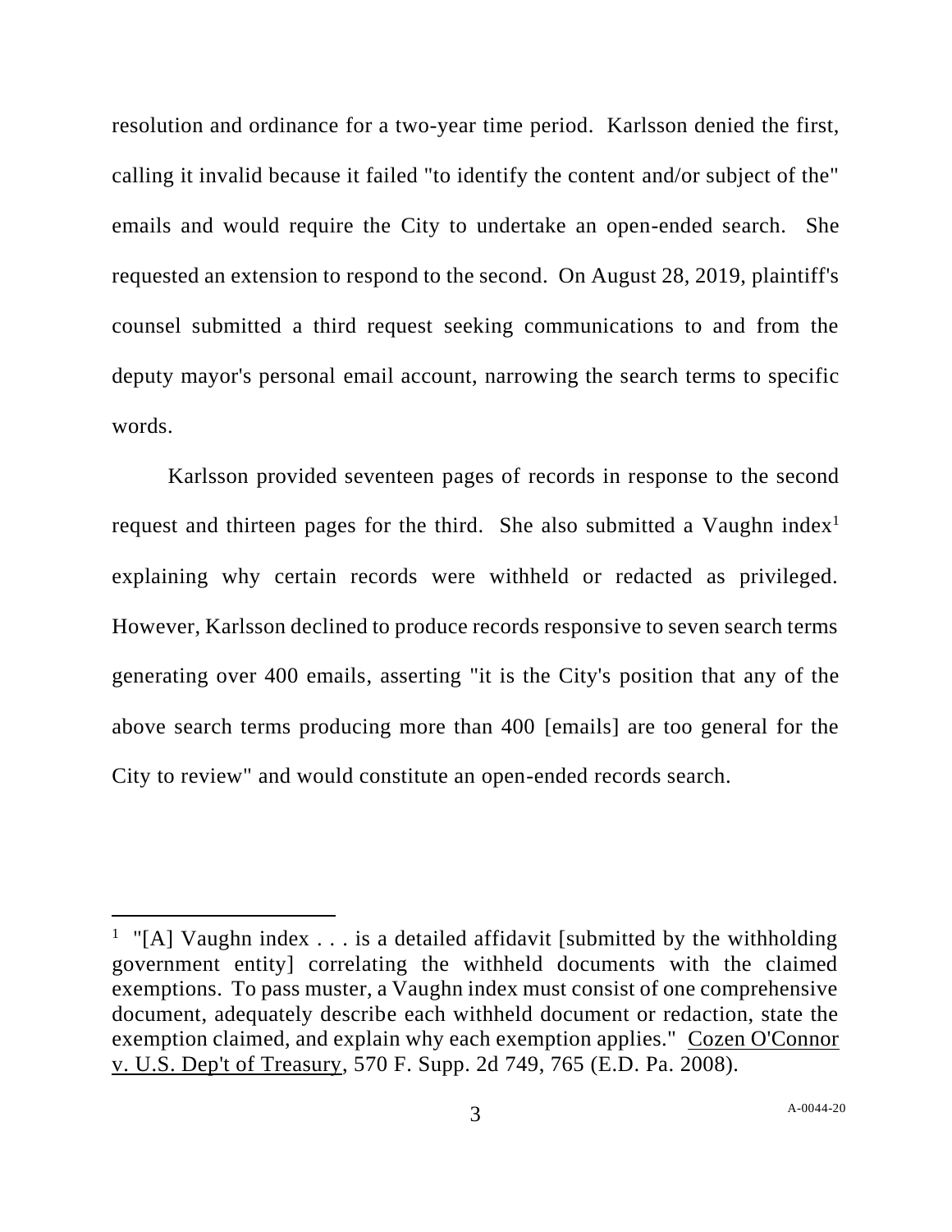resolution and ordinance for a two-year time period. Karlsson denied the first, calling it invalid because it failed "to identify the content and/or subject of the" emails and would require the City to undertake an open-ended search. She requested an extension to respond to the second. On August 28, 2019, plaintiff's counsel submitted a third request seeking communications to and from the deputy mayor's personal email account, narrowing the search terms to specific words.

Karlsson provided seventeen pages of records in response to the second request and thirteen pages for the third. She also submitted a Vaughn index[1] explaining why certain records were withheld or redacted as privileged. However, Karlsson declined to produce records responsive to seven search terms generating over 400 emails, asserting "it is the City's position that any of the above search terms producing more than 400 [emails] are too general for the City to review" and would constitute an open-ended records search.

---

[1] "[A] Vaughn index . . . is a detailed affidavit [submitted by the withholding government entity] correlating the withheld documents with the claimed exemptions. To pass muster, a Vaughn index must consist of one comprehensive document, adequately describe each withheld document or redaction, state the exemption claimed, and explain why each exemption applies." Cozen O'Connor v. U.S. Dep't of Treasury, 570 F. Supp. 2d 749, 765 (E.D. Pa. 2008).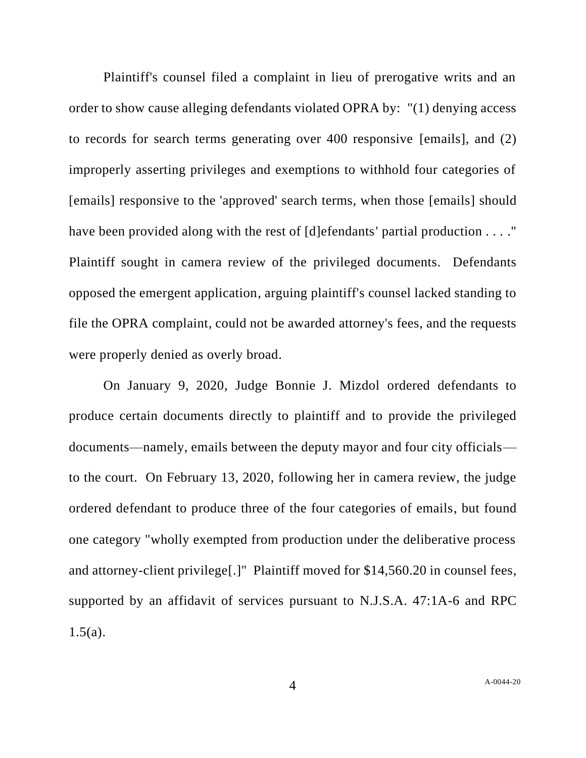Plaintiff's counsel filed a complaint in lieu of prerogative writs and an order to show cause alleging defendants violated OPRA by: "(1) denying access to records for search terms generating over 400 responsive [emails], and (2) improperly asserting privileges and exemptions to withhold four categories of [emails] responsive to the 'approved' search terms, when those [emails] should have been provided along with the rest of [d]efendants' partial production . . . ." Plaintiff sought in camera review of the privileged documents. Defendants opposed the emergent application, arguing plaintiff's counsel lacked standing to file the OPRA complaint, could not be awarded attorney's fees, and the requests were properly denied as overly broad.

On January 9, 2020, Judge Bonnie J. Mizdol ordered defendants to produce certain documents directly to plaintiff and to provide the privileged documents—namely, emails between the deputy mayor and four city officials—to the court. On February 13, 2020, following her in camera review, the judge ordered defendant to produce three of the four categories of emails, but found one category "wholly exempted from production under the deliberative process and attorney-client privilege[.]" Plaintiff moved for $14,560.20 in counsel fees, supported by an affidavit of services pursuant to N.J.S.A. 47:1A-6 and RPC 1.5(a).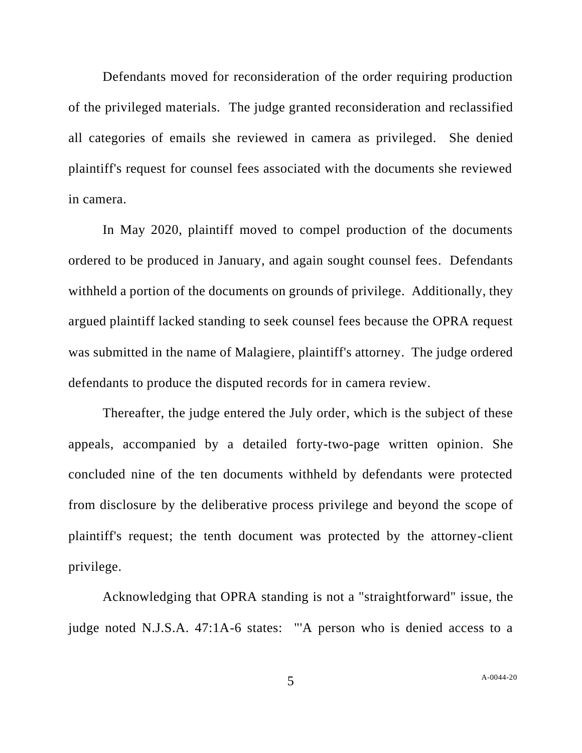Defendants moved for reconsideration of the order requiring production of the privileged materials. The judge granted reconsideration and reclassified all categories of emails she reviewed in camera as privileged. She denied plaintiff's request for counsel fees associated with the documents she reviewed in camera.

In May 2020, plaintiff moved to compel production of the documents ordered to be produced in January, and again sought counsel fees. Defendants withheld a portion of the documents on grounds of privilege. Additionally, they argued plaintiff lacked standing to seek counsel fees because the OPRA request was submitted in the name of Malagiere, plaintiff's attorney. The judge ordered defendants to produce the disputed records for in camera review.

Thereafter, the judge entered the July order, which is the subject of these appeals, accompanied by a detailed forty-two-page written opinion. She concluded nine of the ten documents withheld by defendants were protected from disclosure by the deliberative process privilege and beyond the scope of plaintiff's request; the tenth document was protected by the attorney-client privilege.

Acknowledging that OPRA standing is not a "straightforward" issue, the judge noted N.J.S.A. 47:1A-6 states: "'A person who is denied access to a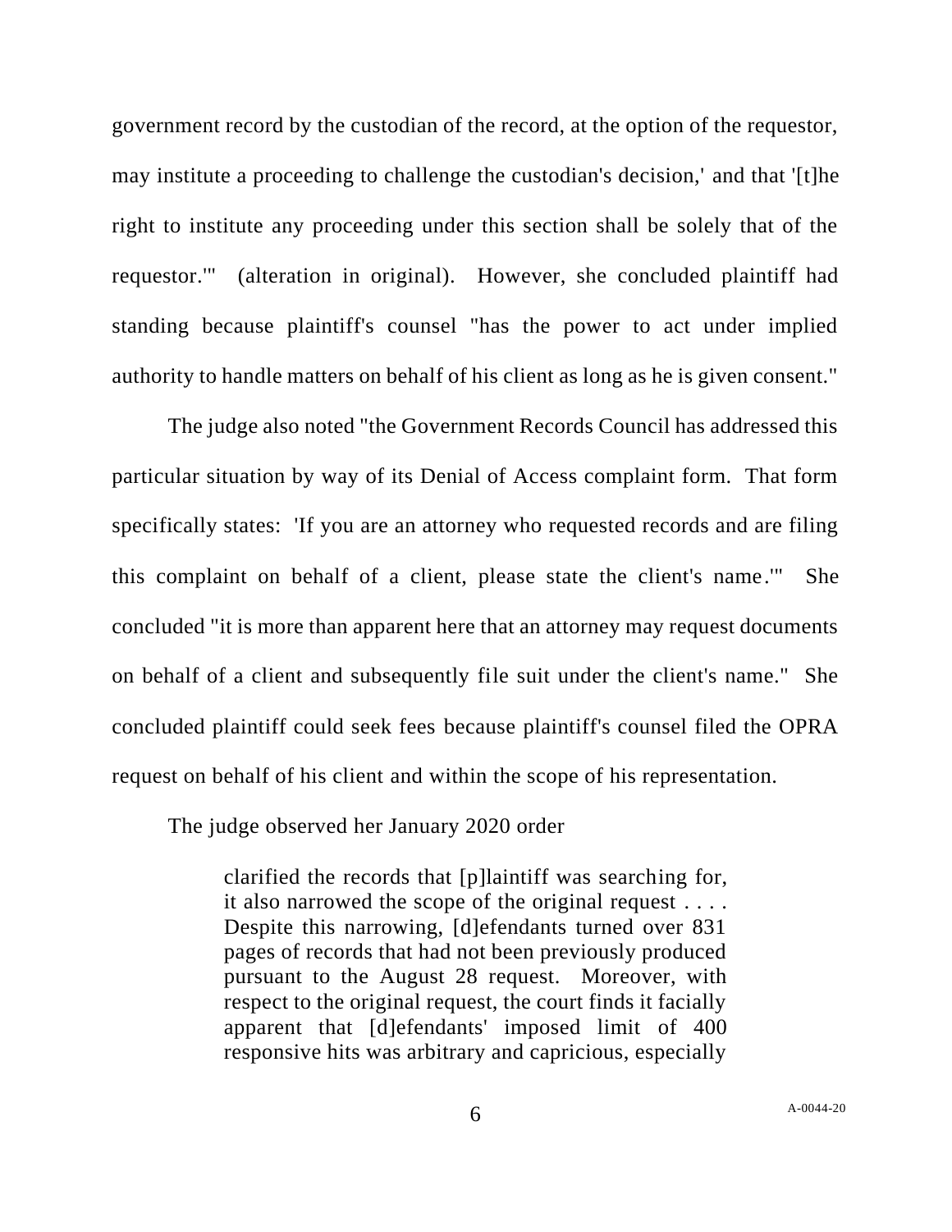government record by the custodian of the record, at the option of the requestor, may institute a proceeding to challenge the custodian's decision,' and that '[t]he right to institute any proceeding under this section shall be solely that of the requestor.'" (alteration in original). However, she concluded plaintiff had standing because plaintiff's counsel "has the power to act under implied authority to handle matters on behalf of his client as long as he is given consent."

The judge also noted "the Government Records Council has addressed this particular situation by way of its Denial of Access complaint form. That form specifically states: 'If you are an attorney who requested records and are filing this complaint on behalf of a client, please state the client's name.'" She concluded "it is more than apparent here that an attorney may request documents on behalf of a client and subsequently file suit under the client's name." She concluded plaintiff could seek fees because plaintiff's counsel filed the OPRA request on behalf of his client and within the scope of his representation.

The judge observed her January 2020 order

> clarified the records that [p]laintiff was searching for, it also narrowed the scope of the original request . . . . Despite this narrowing, [d]efendants turned over 831 pages of records that had not been previously produced pursuant to the August 28 request. Moreover, with respect to the original request, the court finds it facially apparent that [d]efendants' imposed limit of 400 responsive hits was arbitrary and capricious, especially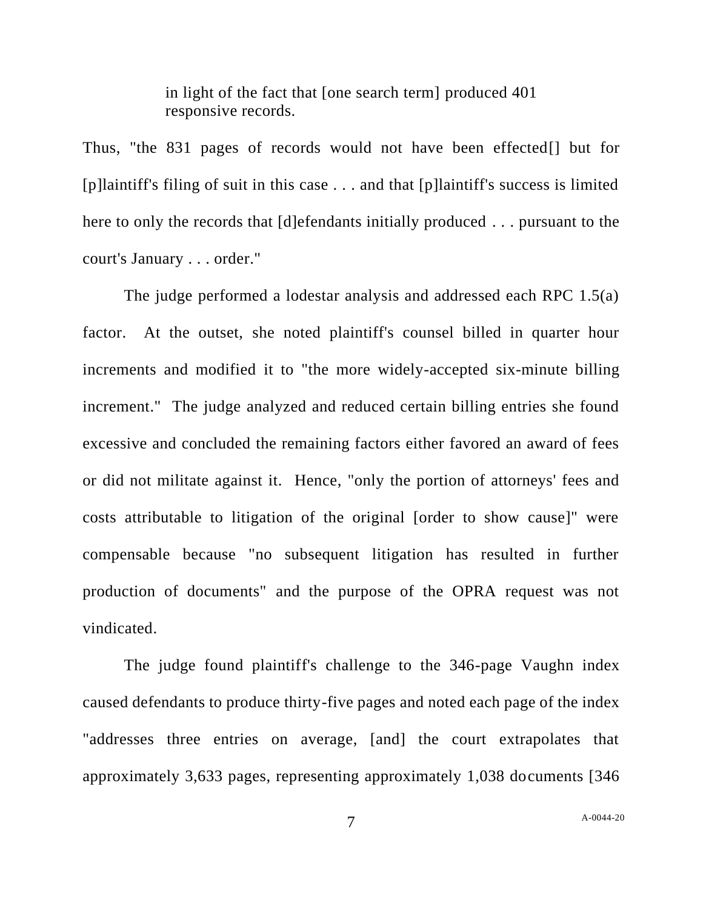> in light of the fact that [one search term] produced 401 responsive records.

Thus, "the 831 pages of records would not have been effected[] but for [p]laintiff's filing of suit in this case . . . and that [p]laintiff's success is limited here to only the records that [d]efendants initially produced . . . pursuant to the court's January . . . order."

The judge performed a lodestar analysis and addressed each RPC 1.5(a) factor. At the outset, she noted plaintiff's counsel billed in quarter hour increments and modified it to "the more widely-accepted six-minute billing increment." The judge analyzed and reduced certain billing entries she found excessive and concluded the remaining factors either favored an award of fees or did not militate against it. Hence, "only the portion of attorneys' fees and costs attributable to litigation of the original [order to show cause]" were compensable because "no subsequent litigation has resulted in further production of documents" and the purpose of the OPRA request was not vindicated.

The judge found plaintiff's challenge to the 346-page Vaughn index caused defendants to produce thirty-five pages and noted each page of the index "addresses three entries on average, [and] the court extrapolates that approximately 3,633 pages, representing approximately 1,038 documents [346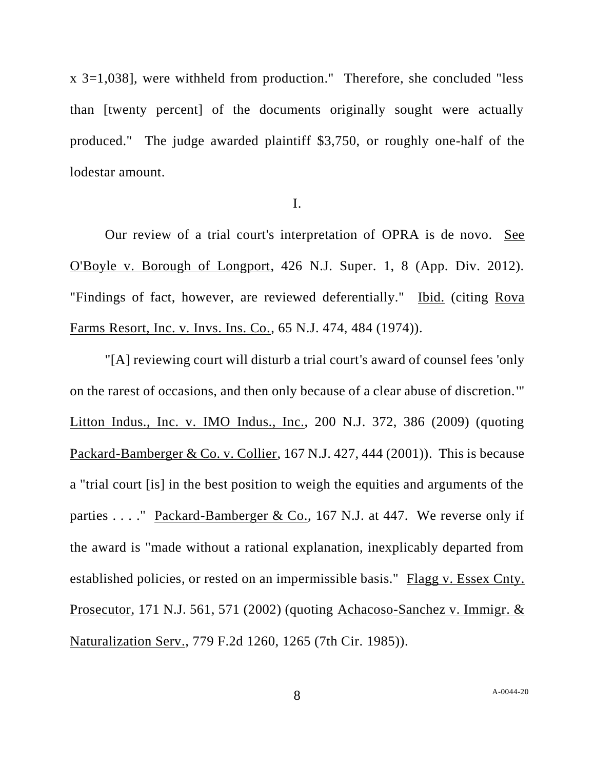x 3=1,038], were withheld from production." Therefore, she concluded "less than [twenty percent] of the documents originally sought were actually produced." The judge awarded plaintiff $3,750, or roughly one-half of the lodestar amount.

## I.

Our review of a trial court's interpretation of OPRA is de novo. See O'Boyle v. Borough of Longport, 426 N.J. Super. 1, 8 (App. Div. 2012). "Findings of fact, however, are reviewed deferentially." Ibid. (citing Rova Farms Resort, Inc. v. Invs. Ins. Co., 65 N.J. 474, 484 (1974)).

"[A] reviewing court will disturb a trial court's award of counsel fees 'only on the rarest of occasions, and then only because of a clear abuse of discretion.'" Litton Indus., Inc. v. IMO Indus., Inc., 200 N.J. 372, 386 (2009) (quoting Packard-Bamberger & Co. v. Collier, 167 N.J. 427, 444 (2001)). This is because a "trial court [is] in the best position to weigh the equities and arguments of the parties . . . ." Packard-Bamberger & Co., 167 N.J. at 447. We reverse only if the award is "made without a rational explanation, inexplicably departed from established policies, or rested on an impermissible basis." Flagg v. Essex Cnty. Prosecutor, 171 N.J. 561, 571 (2002) (quoting Achacoso-Sanchez v. Immigr. & Naturalization Serv., 779 F.2d 1260, 1265 (7th Cir. 1985)).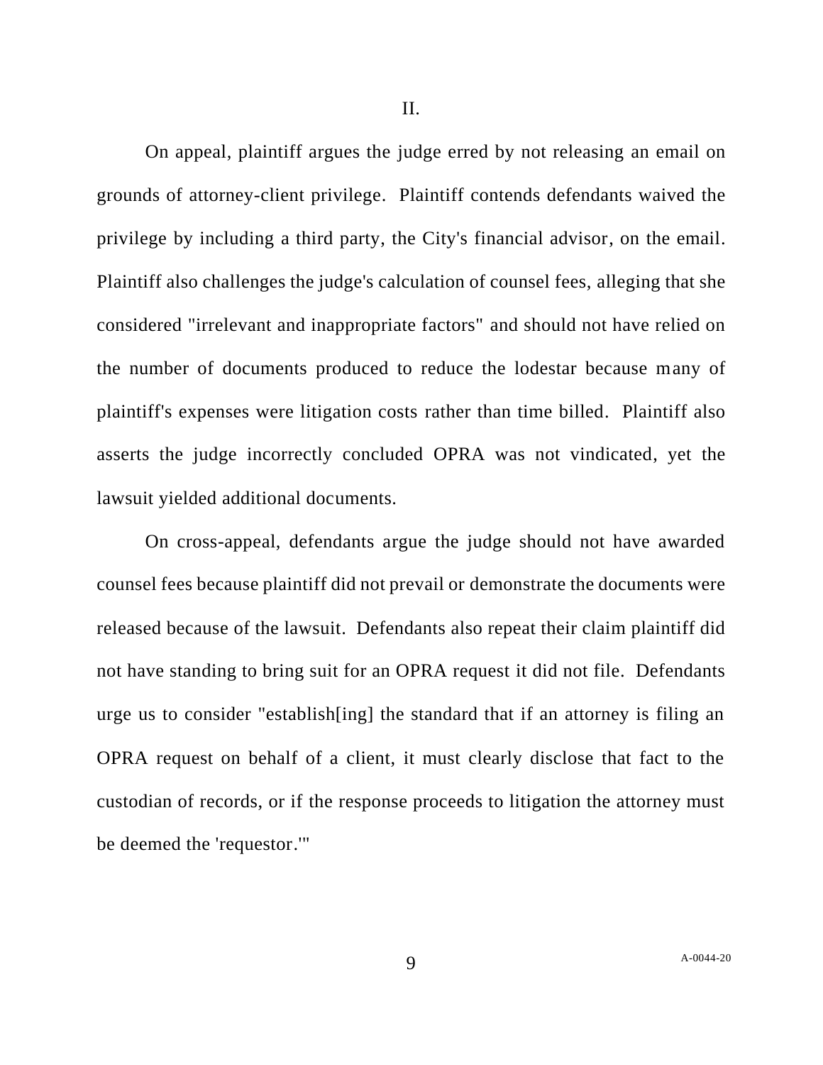II.

On appeal, plaintiff argues the judge erred by not releasing an email on grounds of attorney-client privilege. Plaintiff contends defendants waived the privilege by including a third party, the City's financial advisor, on the email. Plaintiff also challenges the judge's calculation of counsel fees, alleging that she considered "irrelevant and inappropriate factors" and should not have relied on the number of documents produced to reduce the lodestar because many of plaintiff's expenses were litigation costs rather than time billed. Plaintiff also asserts the judge incorrectly concluded OPRA was not vindicated, yet the lawsuit yielded additional documents.

On cross-appeal, defendants argue the judge should not have awarded counsel fees because plaintiff did not prevail or demonstrate the documents were released because of the lawsuit. Defendants also repeat their claim plaintiff did not have standing to bring suit for an OPRA request it did not file. Defendants urge us to consider "establish[ing] the standard that if an attorney is filing an OPRA request on behalf of a client, it must clearly disclose that fact to the custodian of records, or if the response proceeds to litigation the attorney must be deemed the 'requestor.'"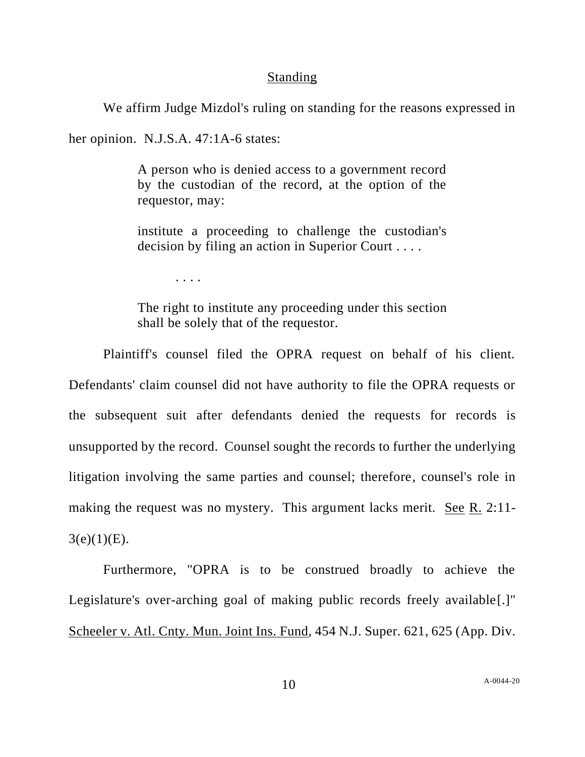## Standing

We affirm Judge Mizdol's ruling on standing for the reasons expressed in her opinion. N.J.S.A. 47:1A-6 states:

> A person who is denied access to a government record by the custodian of the record, at the option of the requestor, may:
>
> institute a proceeding to challenge the custodian's decision by filing an action in Superior Court . . . .
>
> . . . .
>
> The right to institute any proceeding under this section shall be solely that of the requestor.

Plaintiff's counsel filed the OPRA request on behalf of his client. Defendants' claim counsel did not have authority to file the OPRA requests or the subsequent suit after defendants denied the requests for records is unsupported by the record. Counsel sought the records to further the underlying litigation involving the same parties and counsel; therefore, counsel's role in making the request was no mystery. This argument lacks merit. See R. 2:11-3(e)(1)(E).

Furthermore, "OPRA is to be construed broadly to achieve the Legislature's over-arching goal of making public records freely available[.]" Scheeler v. Atl. Cnty. Mun. Joint Ins. Fund, 454 N.J. Super. 621, 625 (App. Div.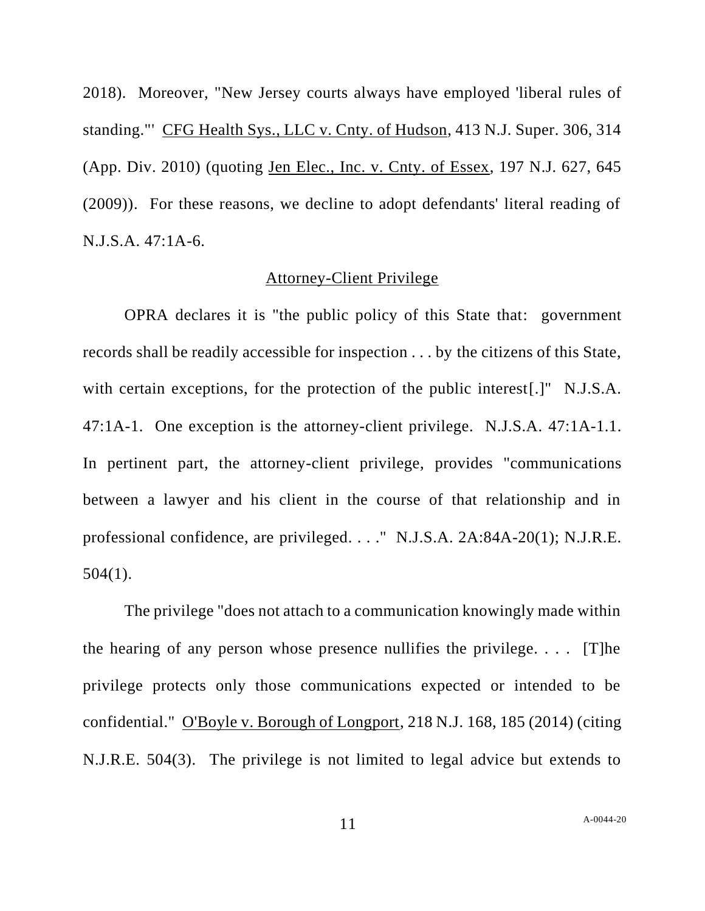2018). Moreover, "New Jersey courts always have employed 'liberal rules of standing.'" CFG Health Sys., LLC v. Cnty. of Hudson, 413 N.J. Super. 306, 314 (App. Div. 2010) (quoting Jen Elec., Inc. v. Cnty. of Essex, 197 N.J. 627, 645 (2009)). For these reasons, we decline to adopt defendants' literal reading of N.J.S.A. 47:1A-6.

## Attorney-Client Privilege

OPRA declares it is "the public policy of this State that: government records shall be readily accessible for inspection . . . by the citizens of this State, with certain exceptions, for the protection of the public interest[.]" N.J.S.A. 47:1A-1. One exception is the attorney-client privilege. N.J.S.A. 47:1A-1.1. In pertinent part, the attorney-client privilege, provides "communications between a lawyer and his client in the course of that relationship and in professional confidence, are privileged. . . ." N.J.S.A. 2A:84A-20(1); N.J.R.E. 504(1).

The privilege "does not attach to a communication knowingly made within the hearing of any person whose presence nullifies the privilege. . . . [T]he privilege protects only those communications expected or intended to be confidential." O'Boyle v. Borough of Longport, 218 N.J. 168, 185 (2014) (citing N.J.R.E. 504(3). The privilege is not limited to legal advice but extends to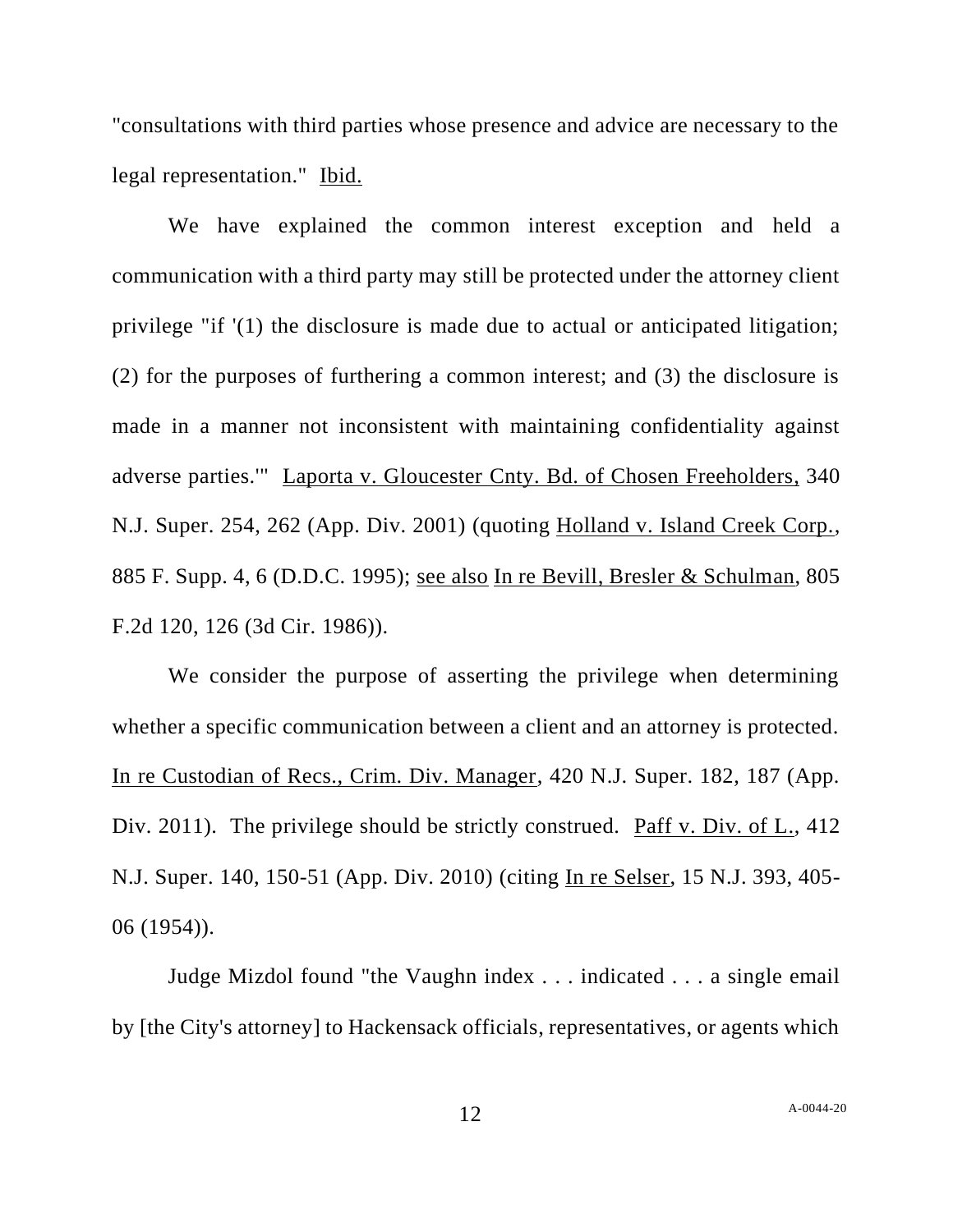"consultations with third parties whose presence and advice are necessary to the legal representation." Ibid.

We have explained the common interest exception and held a communication with a third party may still be protected under the attorney client privilege "if '(1) the disclosure is made due to actual or anticipated litigation; (2) for the purposes of furthering a common interest; and (3) the disclosure is made in a manner not inconsistent with maintaining confidentiality against adverse parties.'" Laporta v. Gloucester Cnty. Bd. of Chosen Freeholders, 340 N.J. Super. 254, 262 (App. Div. 2001) (quoting Holland v. Island Creek Corp., 885 F. Supp. 4, 6 (D.D.C. 1995); see also In re Bevill, Bresler & Schulman, 805 F.2d 120, 126 (3d Cir. 1986)).

We consider the purpose of asserting the privilege when determining whether a specific communication between a client and an attorney is protected. In re Custodian of Recs., Crim. Div. Manager, 420 N.J. Super. 182, 187 (App. Div. 2011). The privilege should be strictly construed. Paff v. Div. of L., 412 N.J. Super. 140, 150-51 (App. Div. 2010) (citing In re Selser, 15 N.J. 393, 405-06 (1954)).

Judge Mizdol found "the Vaughn index . . . indicated . . . a single email by [the City's attorney] to Hackensack officials, representatives, or agents which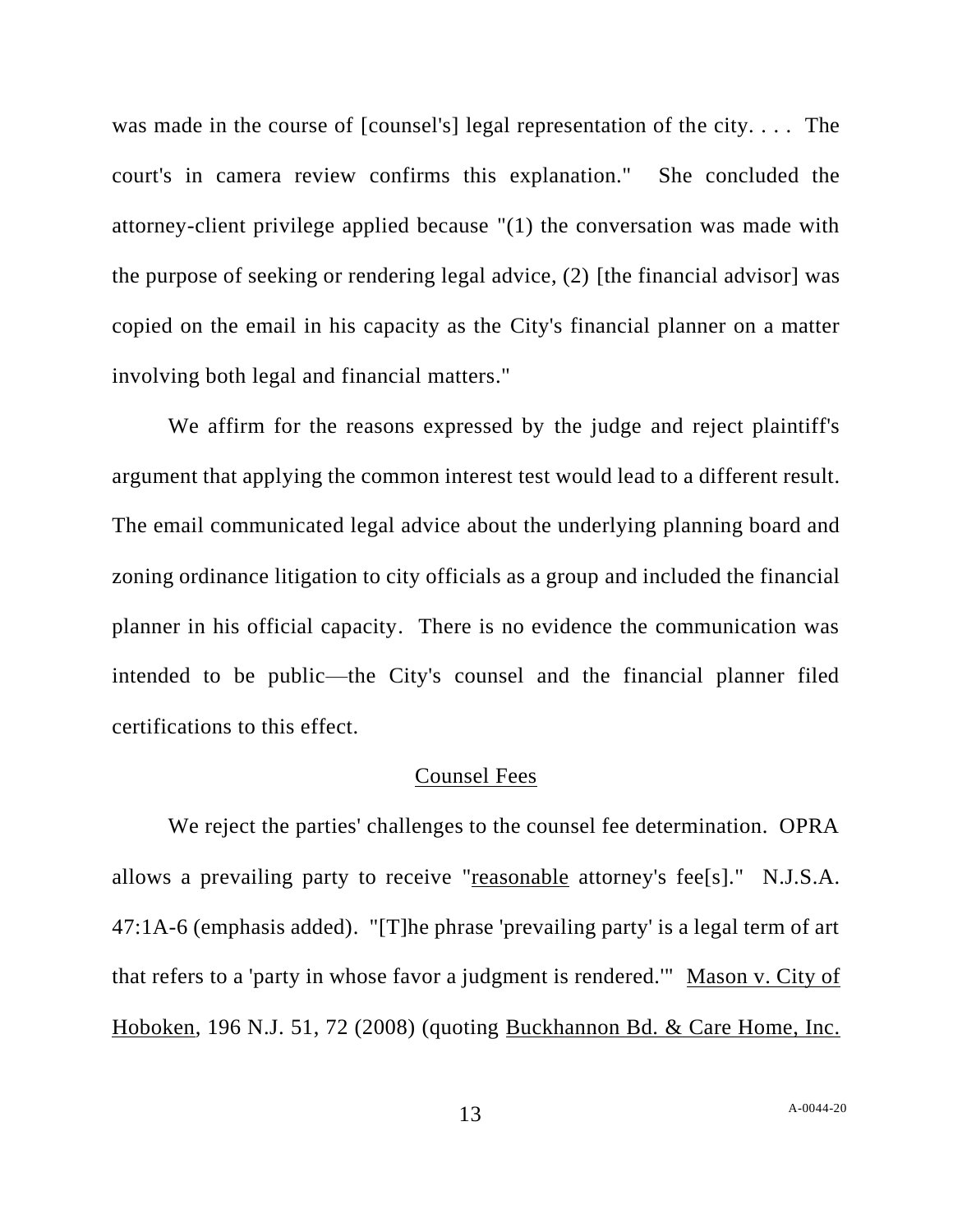was made in the course of [counsel's] legal representation of the city. . . . The court's in camera review confirms this explanation." She concluded the attorney-client privilege applied because "(1) the conversation was made with the purpose of seeking or rendering legal advice, (2) [the financial advisor] was copied on the email in his capacity as the City's financial planner on a matter involving both legal and financial matters."

We affirm for the reasons expressed by the judge and reject plaintiff's argument that applying the common interest test would lead to a different result. The email communicated legal advice about the underlying planning board and zoning ordinance litigation to city officials as a group and included the financial planner in his official capacity. There is no evidence the communication was intended to be public—the City's counsel and the financial planner filed certifications to this effect.

## Counsel Fees

We reject the parties' challenges to the counsel fee determination. OPRA allows a prevailing party to receive "<u>reasonable</u> attorney's fee[s]." N.J.S.A. 47:1A-6 (emphasis added). "[T]he phrase 'prevailing party' is a legal term of art that refers to a 'party in whose favor a judgment is rendered.'" <u>Mason v. City of Hoboken</u>, 196 N.J. 51, 72 (2008) (quoting <u>Buckhannon Bd. & Care Home, Inc.</u>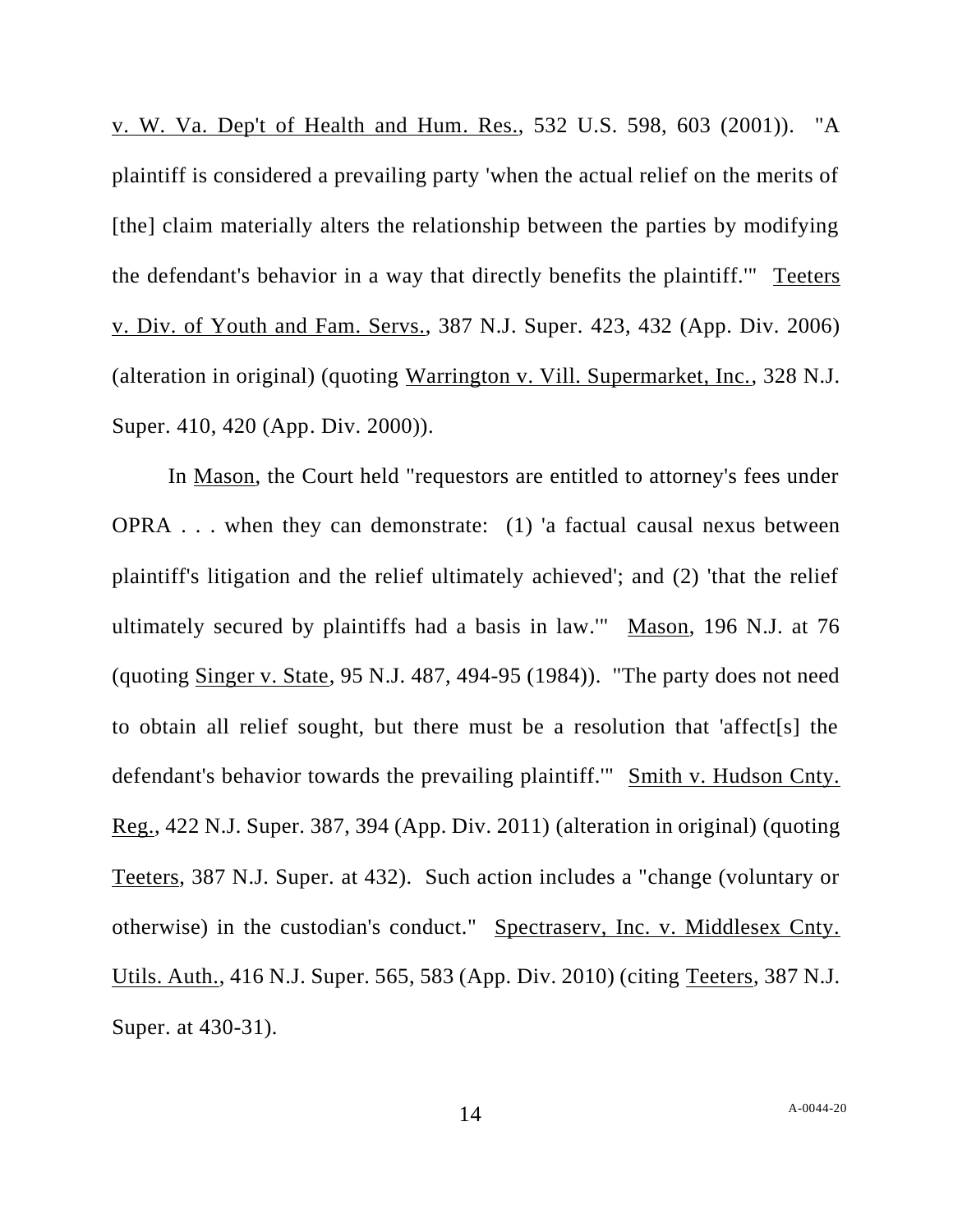v. W. Va. Dep't of Health and Hum. Res., 532 U.S. 598, 603 (2001)). "A plaintiff is considered a prevailing party 'when the actual relief on the merits of [the] claim materially alters the relationship between the parties by modifying the defendant's behavior in a way that directly benefits the plaintiff.'" Teeters v. Div. of Youth and Fam. Servs., 387 N.J. Super. 423, 432 (App. Div. 2006) (alteration in original) (quoting Warrington v. Vill. Supermarket, Inc., 328 N.J. Super. 410, 420 (App. Div. 2000)).

In Mason, the Court held "requestors are entitled to attorney's fees under OPRA . . . when they can demonstrate: (1) 'a factual causal nexus between plaintiff's litigation and the relief ultimately achieved'; and (2) 'that the relief ultimately secured by plaintiffs had a basis in law.'" Mason, 196 N.J. at 76 (quoting Singer v. State, 95 N.J. 487, 494-95 (1984)). "The party does not need to obtain all relief sought, but there must be a resolution that 'affect[s] the defendant's behavior towards the prevailing plaintiff.'" Smith v. Hudson Cnty. Reg., 422 N.J. Super. 387, 394 (App. Div. 2011) (alteration in original) (quoting Teeters, 387 N.J. Super. at 432). Such action includes a "change (voluntary or otherwise) in the custodian's conduct." Spectraserv, Inc. v. Middlesex Cnty. Utils. Auth., 416 N.J. Super. 565, 583 (App. Div. 2010) (citing Teeters, 387 N.J. Super. at 430-31).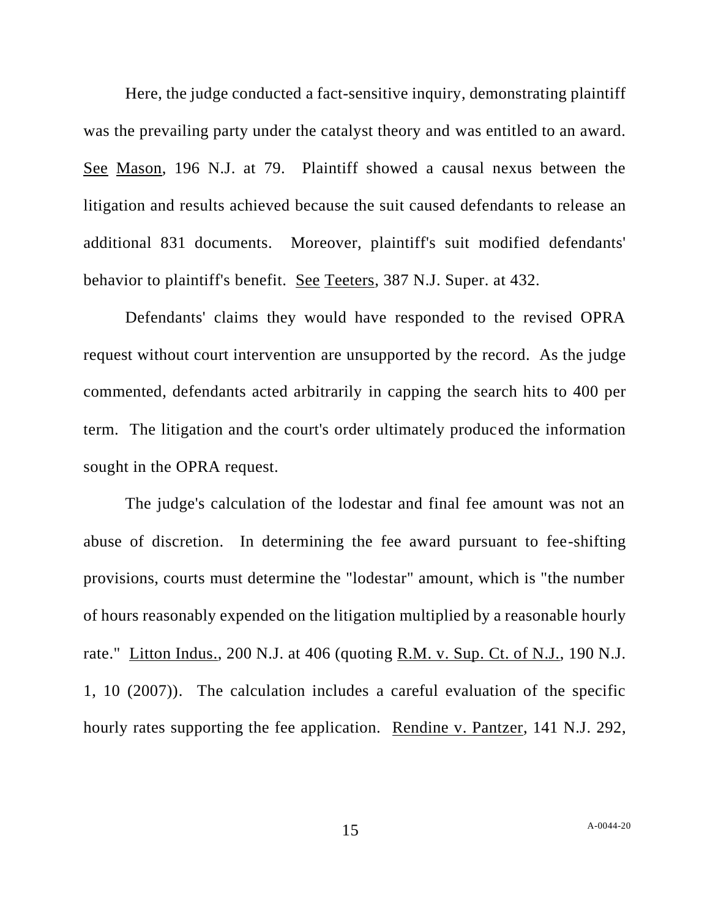Here, the judge conducted a fact-sensitive inquiry, demonstrating plaintiff was the prevailing party under the catalyst theory and was entitled to an award. See Mason, 196 N.J. at 79. Plaintiff showed a causal nexus between the litigation and results achieved because the suit caused defendants to release an additional 831 documents. Moreover, plaintiff's suit modified defendants' behavior to plaintiff's benefit. See Teeters, 387 N.J. Super. at 432.

Defendants' claims they would have responded to the revised OPRA request without court intervention are unsupported by the record. As the judge commented, defendants acted arbitrarily in capping the search hits to 400 per term. The litigation and the court's order ultimately produced the information sought in the OPRA request.

The judge's calculation of the lodestar and final fee amount was not an abuse of discretion. In determining the fee award pursuant to fee-shifting provisions, courts must determine the "lodestar" amount, which is "the number of hours reasonably expended on the litigation multiplied by a reasonable hourly rate." Litton Indus., 200 N.J. at 406 (quoting R.M. v. Sup. Ct. of N.J., 190 N.J. 1, 10 (2007)). The calculation includes a careful evaluation of the specific hourly rates supporting the fee application. Rendine v. Pantzer, 141 N.J. 292,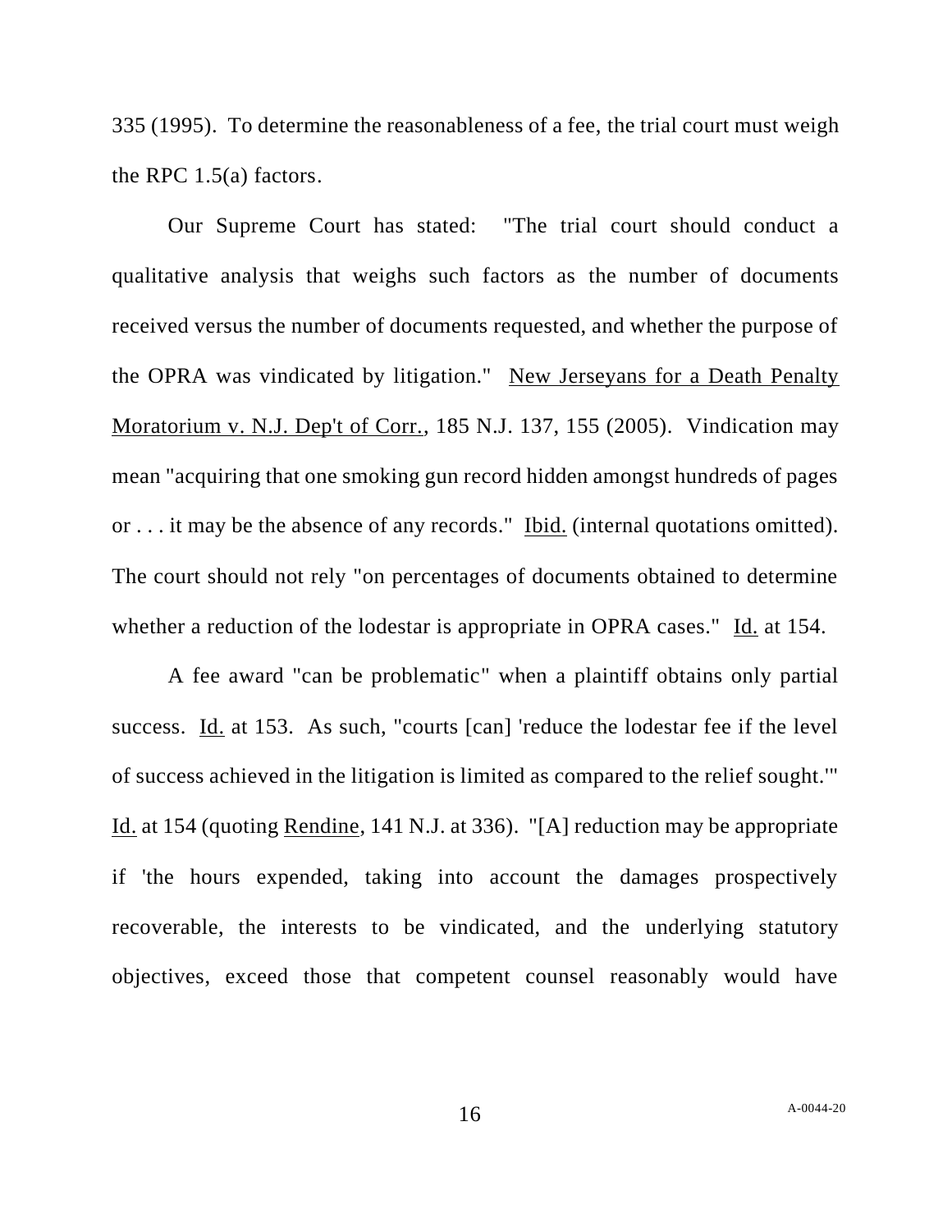335 (1995). To determine the reasonableness of a fee, the trial court must weigh the RPC 1.5(a) factors.

Our Supreme Court has stated: "The trial court should conduct a qualitative analysis that weighs such factors as the number of documents received versus the number of documents requested, and whether the purpose of the OPRA was vindicated by litigation." New Jerseyans for a Death Penalty Moratorium v. N.J. Dep't of Corr., 185 N.J. 137, 155 (2005). Vindication may mean "acquiring that one smoking gun record hidden amongst hundreds of pages or . . . it may be the absence of any records." Ibid. (internal quotations omitted). The court should not rely "on percentages of documents obtained to determine whether a reduction of the lodestar is appropriate in OPRA cases." Id. at 154.

A fee award "can be problematic" when a plaintiff obtains only partial success. Id. at 153. As such, "courts [can] 'reduce the lodestar fee if the level of success achieved in the litigation is limited as compared to the relief sought.'" Id. at 154 (quoting Rendine, 141 N.J. at 336). "[A] reduction may be appropriate if 'the hours expended, taking into account the damages prospectively recoverable, the interests to be vindicated, and the underlying statutory objectives, exceed those that competent counsel reasonably would have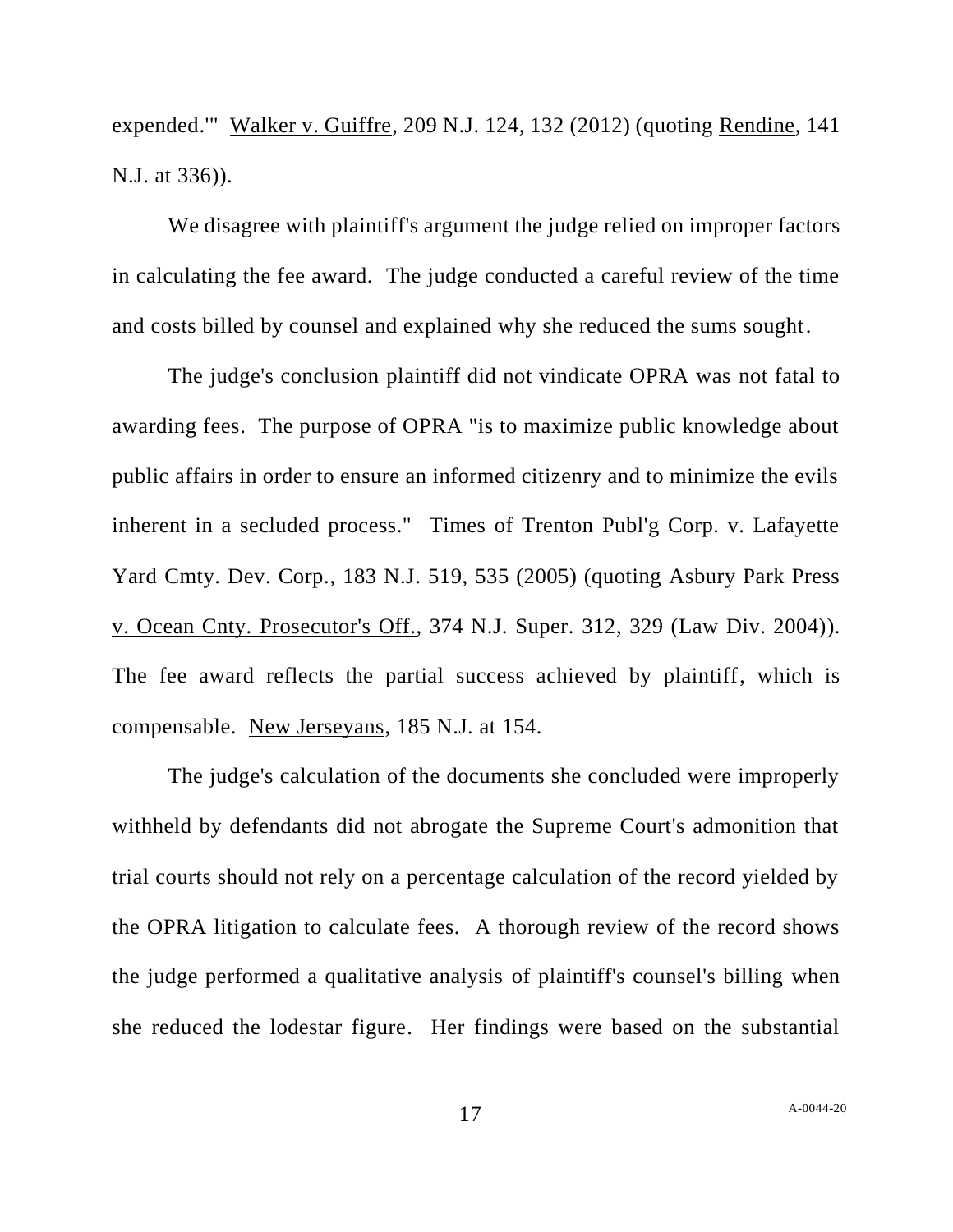expended.'" Walker v. Guiffre, 209 N.J. 124, 132 (2012) (quoting Rendine, 141 N.J. at 336)).

We disagree with plaintiff's argument the judge relied on improper factors in calculating the fee award. The judge conducted a careful review of the time and costs billed by counsel and explained why she reduced the sums sought.

The judge's conclusion plaintiff did not vindicate OPRA was not fatal to awarding fees. The purpose of OPRA "is to maximize public knowledge about public affairs in order to ensure an informed citizenry and to minimize the evils inherent in a secluded process." Times of Trenton Publ'g Corp. v. Lafayette Yard Cmty. Dev. Corp., 183 N.J. 519, 535 (2005) (quoting Asbury Park Press v. Ocean Cnty. Prosecutor's Off., 374 N.J. Super. 312, 329 (Law Div. 2004)). The fee award reflects the partial success achieved by plaintiff, which is compensable. New Jerseyans, 185 N.J. at 154.

The judge's calculation of the documents she concluded were improperly withheld by defendants did not abrogate the Supreme Court's admonition that trial courts should not rely on a percentage calculation of the record yielded by the OPRA litigation to calculate fees. A thorough review of the record shows the judge performed a qualitative analysis of plaintiff's counsel's billing when she reduced the lodestar figure. Her findings were based on the substantial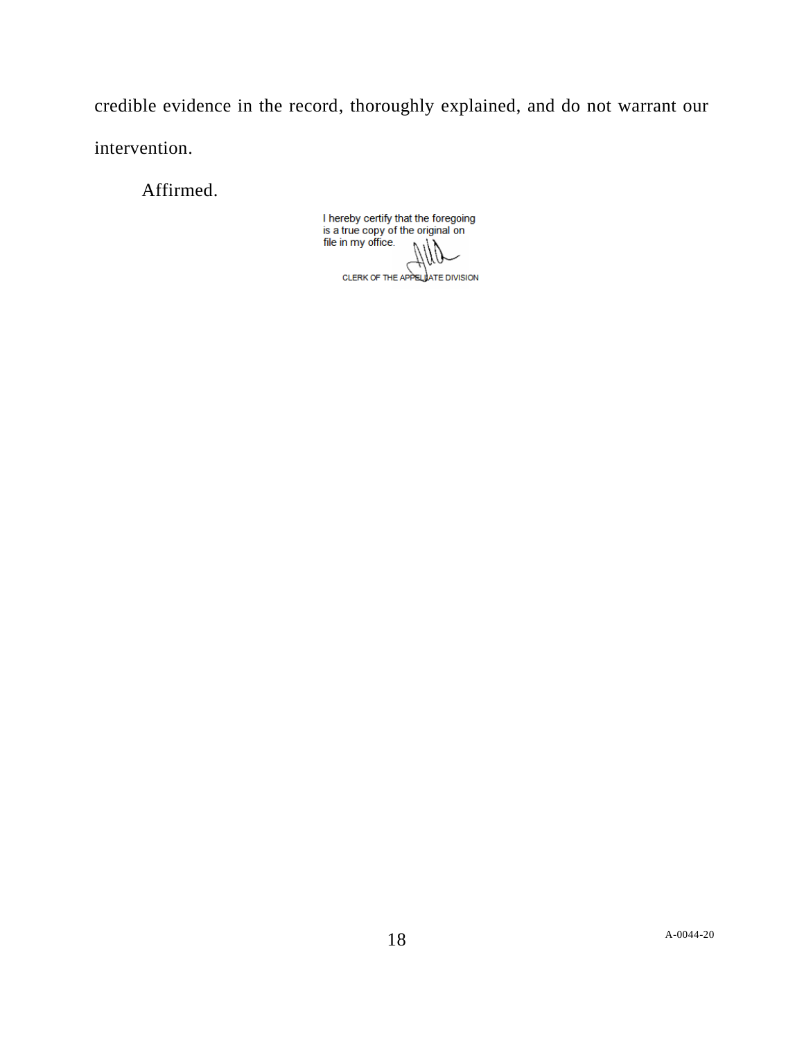credible evidence in the record, thoroughly explained, and do not warrant our intervention.

Affirmed.

I hereby certify that the foregoing is a true copy of the original on file in my office.

CLERK OF THE APPELLATE DIVISION